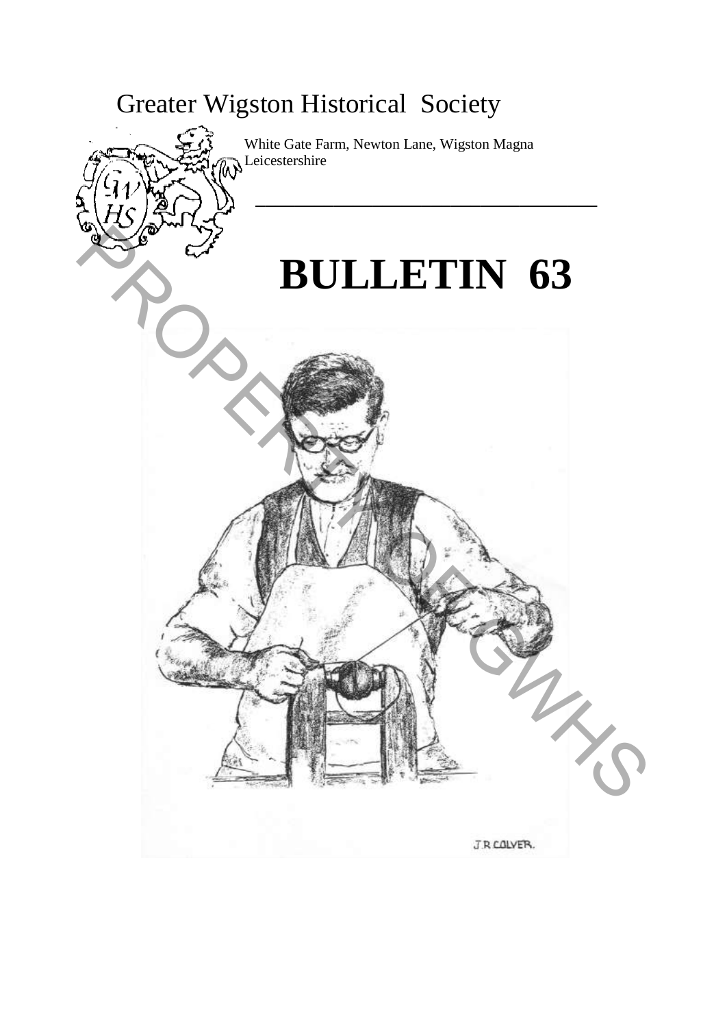Greater Wigston Historical Society

White Gate Farm, Newton Lane, Wigston Magna
Leicestershire

# BULLETIN 63

J.R COLVER.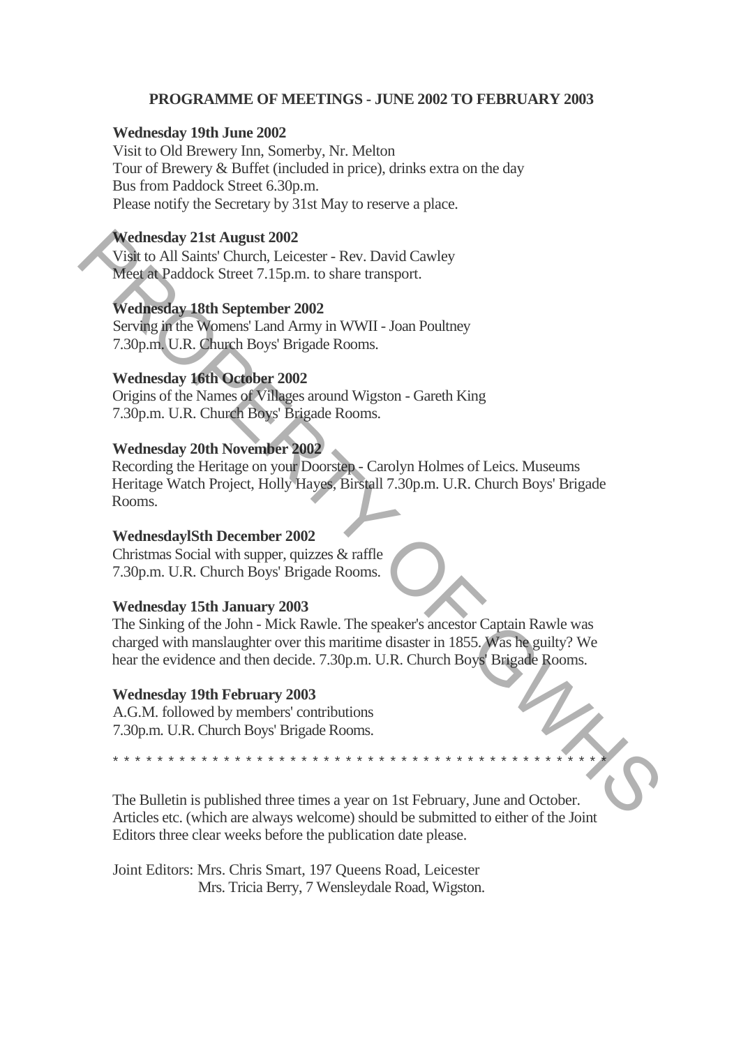## PROGRAMME OF MEETINGS - JUNE 2002 TO FEBRUARY 2003

**Wednesday 19th June 2002**
Visit to Old Brewery Inn, Somerby, Nr. Melton
Tour of Brewery & Buffet (included in price), drinks extra on the day
Bus from Paddock Street 6.30p.m.
Please notify the Secretary by 31st May to reserve a place.

**Wednesday 21st August 2002**
Visit to All Saints' Church, Leicester - Rev. David Cawley
Meet at Paddock Street 7.15p.m. to share transport.

**Wednesday 18th September 2002**
Serving in the Womens' Land Army in WWII - Joan Poultney
7.30p.m. U.R. Church Boys' Brigade Rooms.

**Wednesday 16th October 2002**
Origins of the Names of Villages around Wigston - Gareth King
7.30p.m. U.R. Church Boys' Brigade Rooms.

**Wednesday 20th November 2002**
Recording the Heritage on your Doorstep - Carolyn Holmes of Leics. Museums Heritage Watch Project, Holly Hayes, Birstall 7.30p.m. U.R. Church Boys' Brigade Rooms.

**WednesdaylSth December 2002**
Christmas Social with supper, quizzes & raffle
7.30p.m. U.R. Church Boys' Brigade Rooms.

**Wednesday 15th January 2003**
The Sinking of the John - Mick Rawle. The speaker's ancestor Captain Rawle was charged with manslaughter over this maritime disaster in 1855. Was he guilty? We hear the evidence and then decide. 7.30p.m. U.R. Church Boys' Brigade Rooms.

**Wednesday 19th February 2003**
A.G.M. followed by members' contributions
7.30p.m. U.R. Church Boys' Brigade Rooms.

\* \* \* \* \* \* \* \* \* \* \* \* \* \* \* \* \* \* \* \* \* \* \* \* \* \* \* \* \* \* \* \* \* \* \* \* \* \* \* \* \* \* \* \* \* \* \*

The Bulletin is published three times a year on 1st February, June and October. Articles etc. (which are always welcome) should be submitted to either of the Joint Editors three clear weeks before the publication date please.

Joint Editors: Mrs. Chris Smart, 197 Queens Road, Leicester
Mrs. Tricia Berry, 7 Wensleydale Road, Wigston.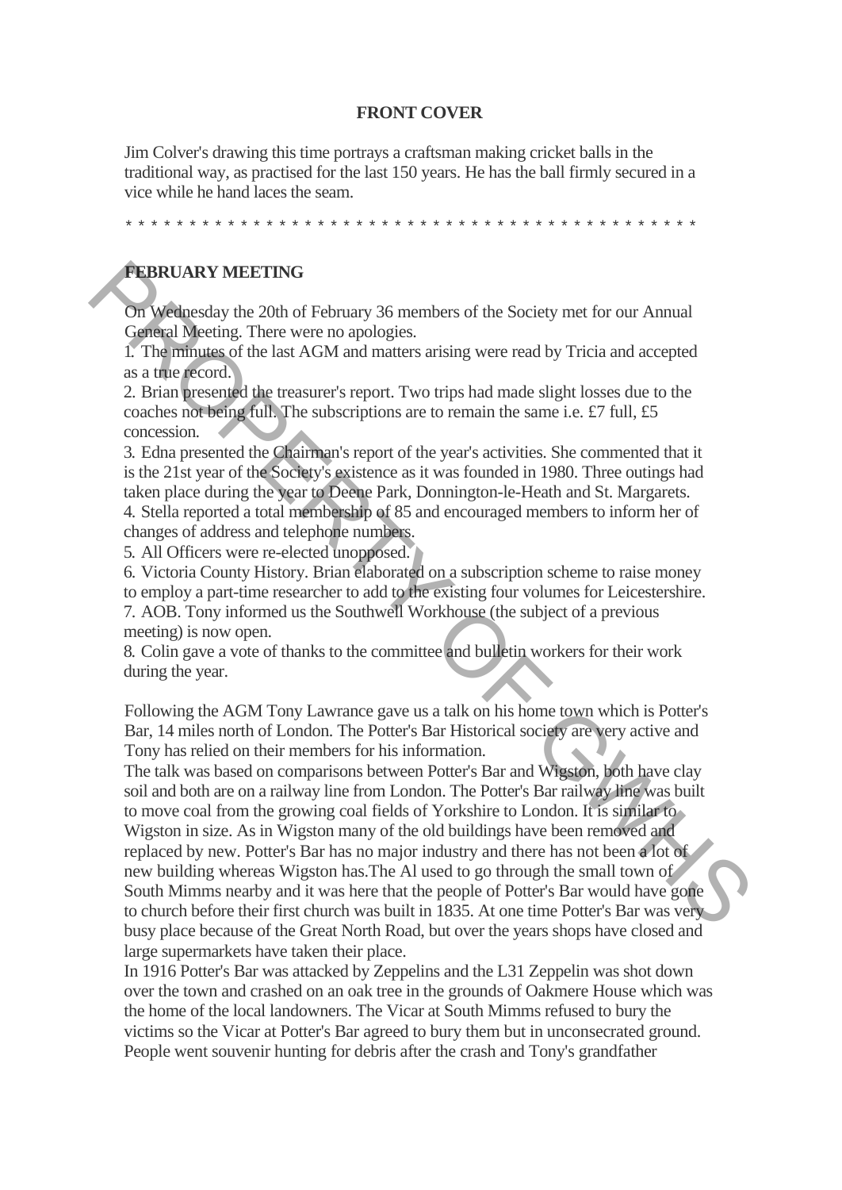## FRONT COVER

Jim Colver's drawing this time portrays a craftsman making cricket balls in the traditional way, as practised for the last 150 years. He has the ball firmly secured in a vice while he hand laces the seam.

* * * * * * * * * * * * * * * * * * * * * * * * * * * * * * * * * * * * * * * * * * * * * * * * *

## FEBRUARY MEETING

On Wednesday the 20th of February 36 members of the Society met for our Annual General Meeting. There were no apologies.

1. The minutes of the last AGM and matters arising were read by Tricia and accepted as a true record.
2. Brian presented the treasurer's report. Two trips had made slight losses due to the coaches not being full. The subscriptions are to remain the same i.e. £7 full, £5 concession.
3. Edna presented the Chairman's report of the year's activities. She commented that it is the 21st year of the Society's existence as it was founded in 1980. Three outings had taken place during the year to Deene Park, Donnington-le-Heath and St. Margarets.
4. Stella reported a total membership of 85 and encouraged members to inform her of changes of address and telephone numbers.
5. All Officers were re-elected unopposed.
6. Victoria County History. Brian elaborated on a subscription scheme to raise money to employ a part-time researcher to add to the existing four volumes for Leicestershire.
7. AOB. Tony informed us the Southwell Workhouse (the subject of a previous meeting) is now open.
8. Colin gave a vote of thanks to the committee and bulletin workers for their work during the year.

Following the AGM Tony Lawrance gave us a talk on his home town which is Potter's Bar, 14 miles north of London. The Potter's Bar Historical society are very active and Tony has relied on their members for his information.

The talk was based on comparisons between Potter's Bar and Wigston, both have clay soil and both are on a railway line from London. The Potter's Bar railway line was built to move coal from the growing coal fields of Yorkshire to London. It is similar to Wigston in size. As in Wigston many of the old buildings have been removed and replaced by new. Potter's Bar has no major industry and there has not been a lot of new building whereas Wigston has.The Al used to go through the small town of South Mimms nearby and it was here that the people of Potter's Bar would have gone to church before their first church was built in 1835. At one time Potter's Bar was very busy place because of the Great North Road, but over the years shops have closed and large supermarkets have taken their place.

In 1916 Potter's Bar was attacked by Zeppelins and the L31 Zeppelin was shot down over the town and crashed on an oak tree in the grounds of Oakmere House which was the home of the local landowners. The Vicar at South Mimms refused to bury the victims so the Vicar at Potter's Bar agreed to bury them but in unconsecrated ground. People went souvenir hunting for debris after the crash and Tony's grandfather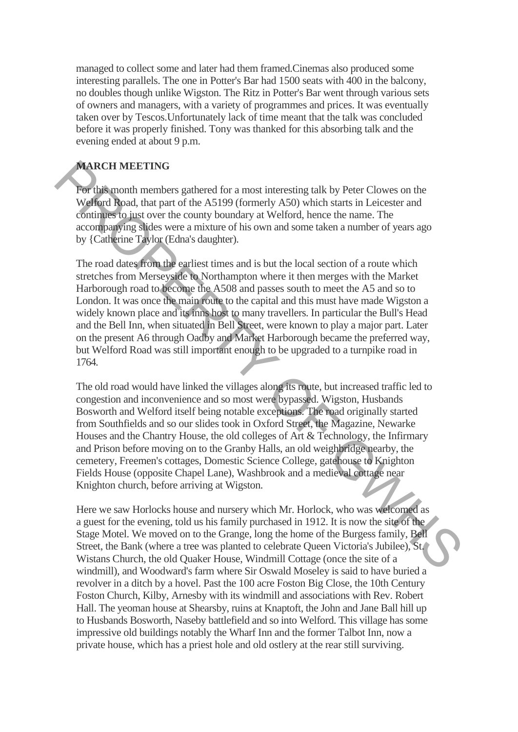managed to collect some and later had them framed.Cinemas also produced some interesting parallels. The one in Potter's Bar had 1500 seats with 400 in the balcony, no doubles though unlike Wigston. The Ritz in Potter's Bar went through various sets of owners and managers, with a variety of programmes and prices. It was eventually taken over by Tescos.Unfortunately lack of time meant that the talk was concluded before it was properly finished. Tony was thanked for this absorbing talk and the evening ended at about 9 p.m.

**MARCH MEETING**

For this month members gathered for a most interesting talk by Peter Clowes on the Welford Road, that part of the A5199 (formerly A50) which starts in Leicester and continues to just over the county boundary at Welford, hence the name. The accompanying slides were a mixture of his own and some taken a number of years ago by {Catherine Taylor (Edna's daughter).

The road dates from the earliest times and is but the local section of a route which stretches from Merseyside to Northampton where it then merges with the Market Harborough road to become the A508 and passes south to meet the A5 and so to London. It was once the main route to the capital and this must have made Wigston a widely known place and its inns host to many travellers. In particular the Bull's Head and the Bell Inn, when situated in Bell Street, were known to play a major part. Later on the present A6 through Oadby and Market Harborough became the preferred way, but Welford Road was still important enough to be upgraded to a turnpike road in 1764.

The old road would have linked the villages along its route, but increased traffic led to congestion and inconvenience and so most were bypassed. Wigston, Husbands Bosworth and Welford itself being notable exceptions. The road originally started from Southfields and so our slides took in Oxford Street, the Magazine, Newarke Houses and the Chantry House, the old colleges of Art & Technology, the Infirmary and Prison before moving on to the Granby Halls, an old weighbridge nearby, the cemetery, Freemen's cottages, Domestic Science College, gatehouse to Knighton Fields House (opposite Chapel Lane), Washbrook and a medieval cottage near Knighton church, before arriving at Wigston.

Here we saw Horlocks house and nursery which Mr. Horlock, who was welcomed as a guest for the evening, told us his family purchased in 1912. It is now the site of the Stage Motel. We moved on to the Grange, long the home of the Burgess family, Bell Street, the Bank (where a tree was planted to celebrate Queen Victoria's Jubilee), St. Wistans Church, the old Quaker House, Windmill Cottage (once the site of a windmill), and Woodward's farm where Sir Oswald Moseley is said to have buried a revolver in a ditch by a hovel. Past the 100 acre Foston Big Close, the 10th Century Foston Church, Kilby, Arnesby with its windmill and associations with Rev. Robert Hall. The yeoman house at Shearsby, ruins at Knaptoft, the John and Jane Ball hill up to Husbands Bosworth, Naseby battlefield and so into Welford. This village has some impressive old buildings notably the Wharf Inn and the former Talbot Inn, now a private house, which has a priest hole and old ostlery at the rear still surviving.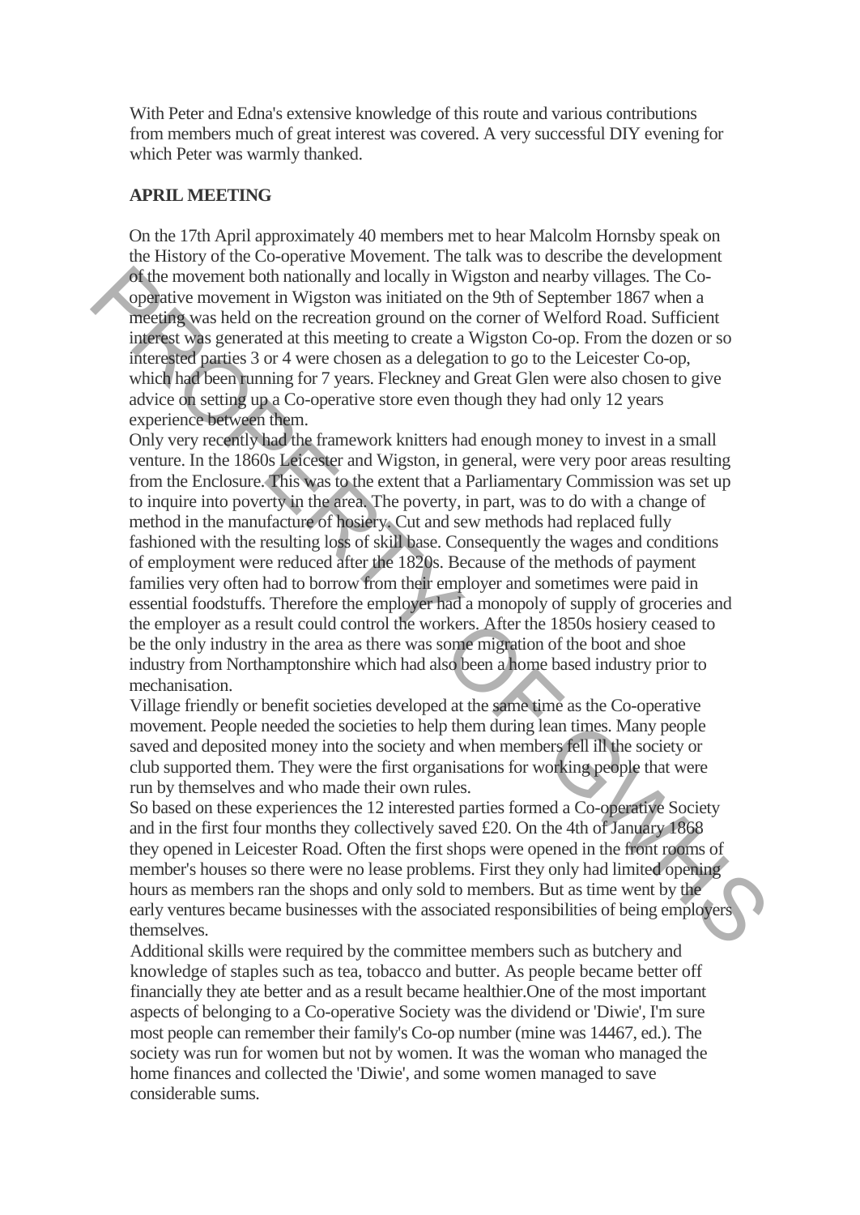With Peter and Edna's extensive knowledge of this route and various contributions from members much of great interest was covered. A very successful DIY evening for which Peter was warmly thanked.

**APRIL MEETING**

On the 17th April approximately 40 members met to hear Malcolm Hornsby speak on the History of the Co-operative Movement. The talk was to describe the development of the movement both nationally and locally in Wigston and nearby villages. The Co-operative movement in Wigston was initiated on the 9th of September 1867 when a meeting was held on the recreation ground on the corner of Welford Road. Sufficient interest was generated at this meeting to create a Wigston Co-op. From the dozen or so interested parties 3 or 4 were chosen as a delegation to go to the Leicester Co-op, which had been running for 7 years. Fleckney and Great Glen were also chosen to give advice on setting up a Co-operative store even though they had only 12 years experience between them.
Only very recently had the framework knitters had enough money to invest in a small venture. In the 1860s Leicester and Wigston, in general, were very poor areas resulting from the Enclosure. This was to the extent that a Parliamentary Commission was set up to inquire into poverty in the area. The poverty, in part, was to do with a change of method in the manufacture of hosiery. Cut and sew methods had replaced fully fashioned with the resulting loss of skill base. Consequently the wages and conditions of employment were reduced after the 1820s. Because of the methods of payment families very often had to borrow from their employer and sometimes were paid in essential foodstuffs. Therefore the employer had a monopoly of supply of groceries and the employer as a result could control the workers. After the 1850s hosiery ceased to be the only industry in the area as there was some migration of the boot and shoe industry from Northamptonshire which had also been a home based industry prior to mechanisation.
Village friendly or benefit societies developed at the same time as the Co-operative movement. People needed the societies to help them during lean times. Many people saved and deposited money into the society and when members fell ill the society or club supported them. They were the first organisations for working people that were run by themselves and who made their own rules.
So based on these experiences the 12 interested parties formed a Co-operative Society and in the first four months they collectively saved £20. On the 4th of January 1868 they opened in Leicester Road. Often the first shops were opened in the front rooms of member's houses so there were no lease problems. First they only had limited opening hours as members ran the shops and only sold to members. But as time went by the early ventures became businesses with the associated responsibilities of being employers themselves.
Additional skills were required by the committee members such as butchery and knowledge of staples such as tea, tobacco and butter. As people became better off financially they ate better and as a result became healthier.One of the most important aspects of belonging to a Co-operative Society was the dividend or 'Diwie', I'm sure most people can remember their family's Co-op number (mine was 14467, ed.). The society was run for women but not by women. It was the woman who managed the home finances and collected the 'Diwie', and some women managed to save considerable sums.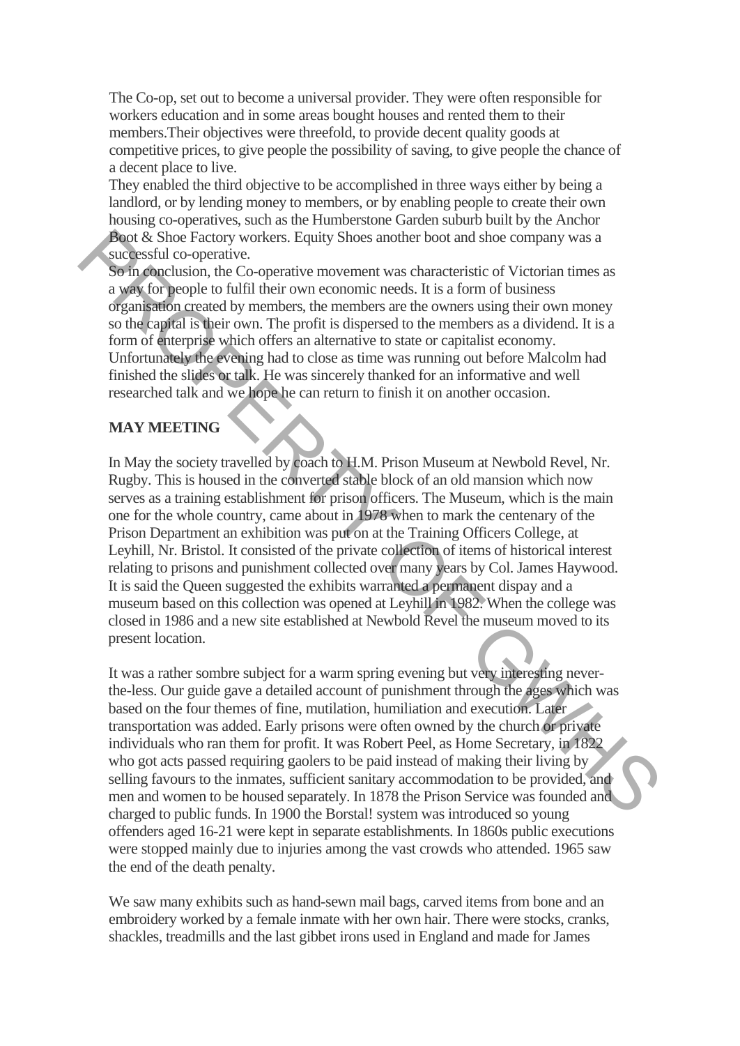The Co-op, set out to become a universal provider. They were often responsible for workers education and in some areas bought houses and rented them to their members.Their objectives were threefold, to provide decent quality goods at competitive prices, to give people the possibility of saving, to give people the chance of a decent place to live.

They enabled the third objective to be accomplished in three ways either by being a landlord, or by lending money to members, or by enabling people to create their own housing co-operatives, such as the Humberstone Garden suburb built by the Anchor Boot & Shoe Factory workers. Equity Shoes another boot and shoe company was a successful co-operative.

So in conclusion, the Co-operative movement was characteristic of Victorian times as a way for people to fulfil their own economic needs. It is a form of business organisation created by members, the members are the owners using their own money so the capital is their own. The profit is dispersed to the members as a dividend. It is a form of enterprise which offers an alternative to state or capitalist economy. Unfortunately the evening had to close as time was running out before Malcolm had finished the slides or talk. He was sincerely thanked for an informative and well researched talk and we hope he can return to finish it on another occasion.

**MAY MEETING**

In May the society travelled by coach to H.M. Prison Museum at Newbold Revel, Nr. Rugby. This is housed in the converted stable block of an old mansion which now serves as a training establishment for prison officers. The Museum, which is the main one for the whole country, came about in 1978 when to mark the centenary of the Prison Department an exhibition was put on at the Training Officers College, at Leyhill, Nr. Bristol. It consisted of the private collection of items of historical interest relating to prisons and punishment collected over many years by Col. James Haywood. It is said the Queen suggested the exhibits warranted a permanent dispay and a museum based on this collection was opened at Leyhill in 1982. When the college was closed in 1986 and a new site established at Newbold Revel the museum moved to its present location.

It was a rather sombre subject for a warm spring evening but very interesting never-the-less. Our guide gave a detailed account of punishment through the ages which was based on the four themes of fine, mutilation, humiliation and execution. Later transportation was added. Early prisons were often owned by the church or private individuals who ran them for profit. It was Robert Peel, as Home Secretary, in 1822 who got acts passed requiring gaolers to be paid instead of making their living by selling favours to the inmates, sufficient sanitary accommodation to be provided, and men and women to be housed separately. In 1878 the Prison Service was founded and charged to public funds. In 1900 the Borstal! system was introduced so young offenders aged 16-21 were kept in separate establishments. In 1860s public executions were stopped mainly due to injuries among the vast crowds who attended. 1965 saw the end of the death penalty.

We saw many exhibits such as hand-sewn mail bags, carved items from bone and an embroidery worked by a female inmate with her own hair. There were stocks, cranks, shackles, treadmills and the last gibbet irons used in England and made for James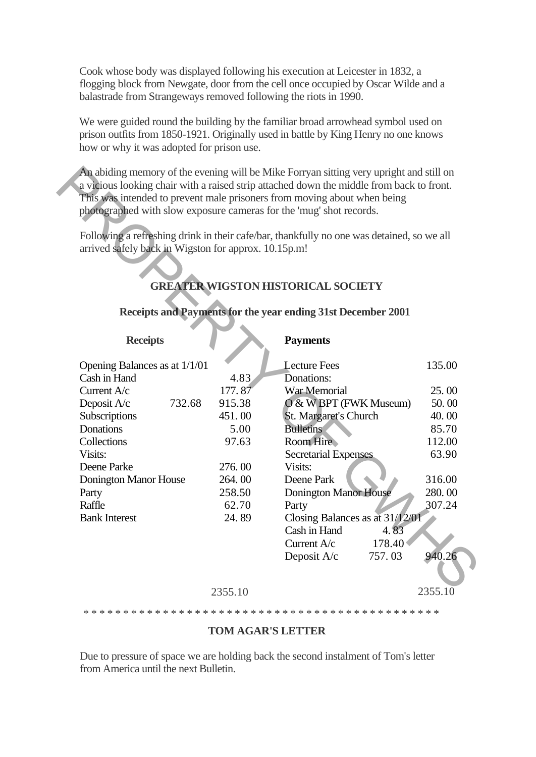Cook whose body was displayed following his execution at Leicester in 1832, a flogging block from Newgate, door from the cell once occupied by Oscar Wilde and a balastrade from Strangeways removed following the riots in 1990.

We were guided round the building by the familiar broad arrowhead symbol used on prison outfits from 1850-1921. Originally used in battle by King Henry no one knows how or why it was adopted for prison use.

An abiding memory of the evening will be Mike Forryan sitting very upright and still on a vicious looking chair with a raised strip attached down the middle from back to front. This was intended to prevent male prisoners from moving about when being photographed with slow exposure cameras for the 'mug' shot records.

Following a refreshing drink in their cafe/bar, thankfully no one was detained, so we all arrived safely back in Wigston for approx. 10.15p.m!

## GREATER WIGSTON HISTORICAL SOCIETY

### Receipts and Payments for the year ending 31st December 2001

| Receipts | | | Payments | | |
|---|---|---|---|---|---|
| Opening Balances as at 1/1/01 | | | Lecture Fees | | 135.00 |
| Cash in Hand | | 4.83 | Donations: | | |
| Current A/c | | 177.87 | War Memorial | | 25.00 |
| Deposit A/c | 732.68 | 915.38 | O & W BPT (FWK Museum) | | 50.00 |
| Subscriptions | | 451.00 | St. Margaret's Church | | 40.00 |
| Donations | | 5.00 | Bulletins | | 85.70 |
| Collections | | 97.63 | Room Hire | | 112.00 |
| Visits: | | | Secretarial Expenses | | 63.90 |
| Deene Parke | | 276.00 | Visits: | | |
| Donington Manor House | | 264.00 | Deene Park | | 316.00 |
| Party | | 258.50 | Donington Manor House | | 280.00 |
| Raffle | | 62.70 | Party | | 307.24 |
| Bank Interest | | 24.89 | Closing Balances as at 31/12/01 | | |
| | | | Cash in Hand | 4.83 | |
| | | | Current A/c | 178.40 | |
| | | | Deposit A/c | 757.03 | 940.26 |
| | | 2355.10 | | | 2355.10 |

* * * * * * * * * * * * * * * * * * * * * * * * * * * * * * * * * * * * * * * * * * * *

## TOM AGAR'S LETTER

Due to pressure of space we are holding back the second instalment of Tom's letter from America until the next Bulletin.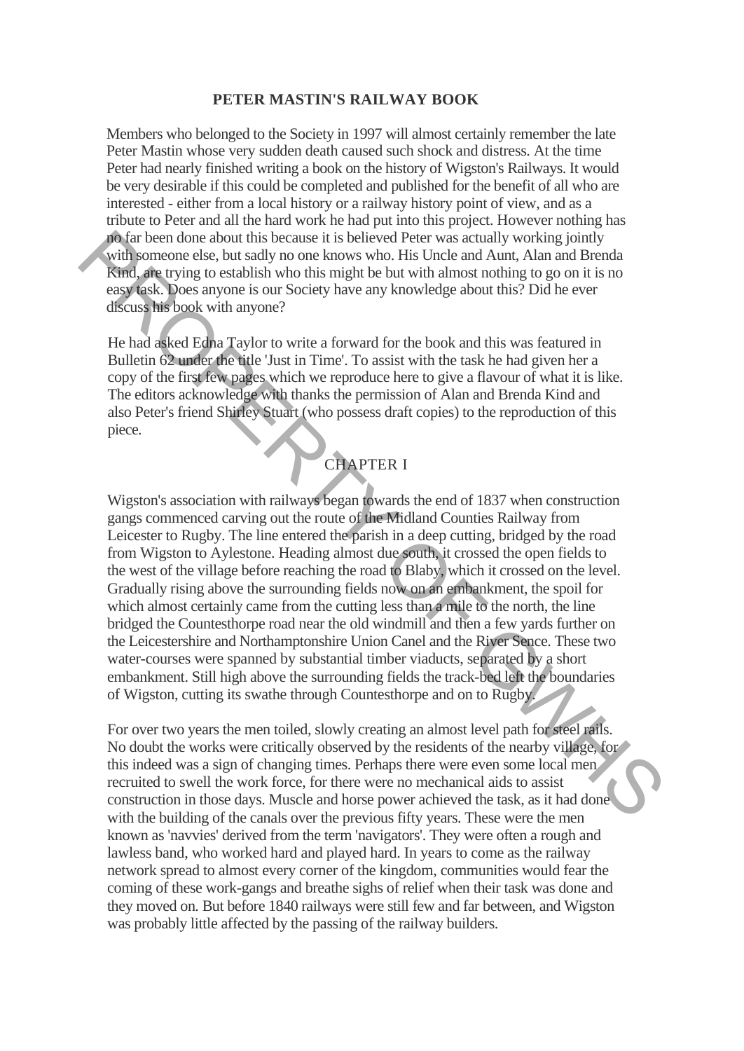## PETER MASTIN'S RAILWAY BOOK

Members who belonged to the Society in 1997 will almost certainly remember the late Peter Mastin whose very sudden death caused such shock and distress. At the time Peter had nearly finished writing a book on the history of Wigston's Railways. It would be very desirable if this could be completed and published for the benefit of all who are interested - either from a local history or a railway history point of view, and as a tribute to Peter and all the hard work he had put into this project. However nothing has no far been done about this because it is believed Peter was actually working jointly with someone else, but sadly no one knows who. His Uncle and Aunt, Alan and Brenda Kind, are trying to establish who this might be but with almost nothing to go on it is no easy task. Does anyone is our Society have any knowledge about this? Did he ever discuss his book with anyone?

He had asked Edna Taylor to write a forward for the book and this was featured in Bulletin 62 under the title 'Just in Time'. To assist with the task he had given her a copy of the first few pages which we reproduce here to give a flavour of what it is like. The editors acknowledge with thanks the permission of Alan and Brenda Kind and also Peter's friend Shirley Stuart (who possess draft copies) to the reproduction of this piece.

### CHAPTER I

Wigston's association with railways began towards the end of 1837 when construction gangs commenced carving out the route of the Midland Counties Railway from Leicester to Rugby. The line entered the parish in a deep cutting, bridged by the road from Wigston to Aylestone. Heading almost due south, it crossed the open fields to the west of the village before reaching the road to Blaby, which it crossed on the level. Gradually rising above the surrounding fields now on an embankment, the spoil for which almost certainly came from the cutting less than a mile to the north, the line bridged the Countesthorpe road near the old windmill and then a few yards further on the Leicestershire and Northamptonshire Union Canel and the River Sence. These two water-courses were spanned by substantial timber viaducts, separated by a short embankment. Still high above the surrounding fields the track-bed left the boundaries of Wigston, cutting its swathe through Countesthorpe and on to Rugby.

For over two years the men toiled, slowly creating an almost level path for steel rails. No doubt the works were critically observed by the residents of the nearby village, for this indeed was a sign of changing times. Perhaps there were even some local men recruited to swell the work force, for there were no mechanical aids to assist construction in those days. Muscle and horse power achieved the task, as it had done with the building of the canals over the previous fifty years. These were the men known as 'navvies' derived from the term 'navigators'. They were often a rough and lawless band, who worked hard and played hard. In years to come as the railway network spread to almost every corner of the kingdom, communities would fear the coming of these work-gangs and breathe sighs of relief when their task was done and they moved on. But before 1840 railways were still few and far between, and Wigston was probably little affected by the passing of the railway builders.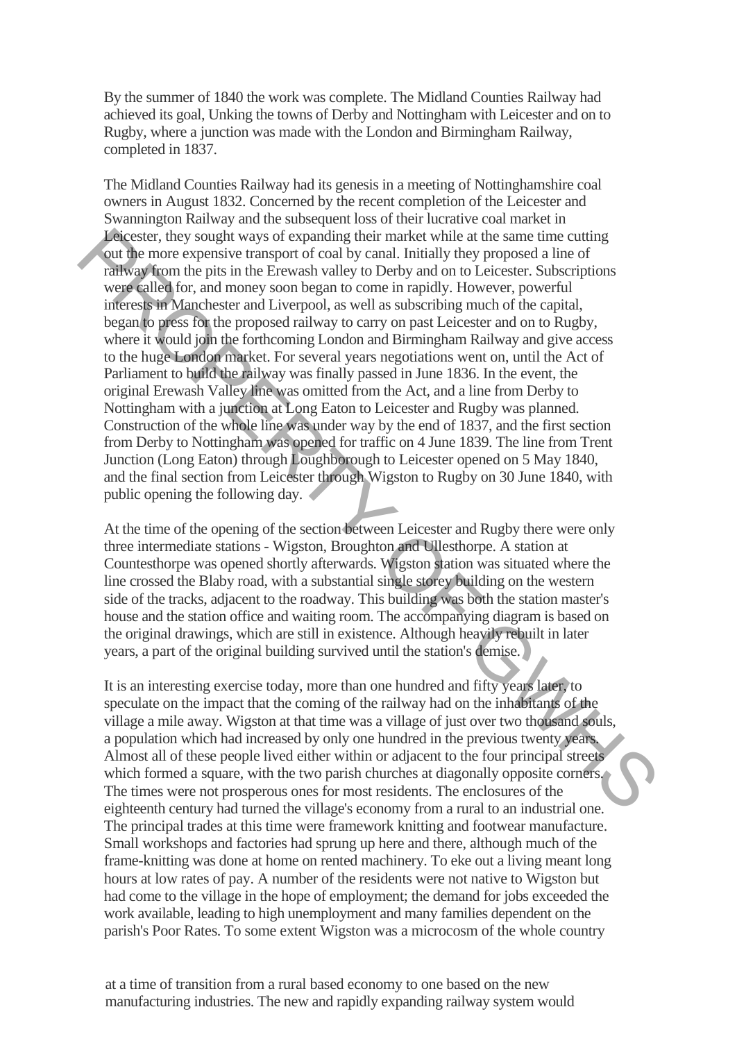By the summer of 1840 the work was complete. The Midland Counties Railway had achieved its goal, Unking the towns of Derby and Nottingham with Leicester and on to Rugby, where a junction was made with the London and Birmingham Railway, completed in 1837.

The Midland Counties Railway had its genesis in a meeting of Nottinghamshire coal owners in August 1832. Concerned by the recent completion of the Leicester and Swannington Railway and the subsequent loss of their lucrative coal market in Leicester, they sought ways of expanding their market while at the same time cutting out the more expensive transport of coal by canal. Initially they proposed a line of railway from the pits in the Erewash valley to Derby and on to Leicester. Subscriptions were called for, and money soon began to come in rapidly. However, powerful interests in Manchester and Liverpool, as well as subscribing much of the capital, began to press for the proposed railway to carry on past Leicester and on to Rugby, where it would join the forthcoming London and Birmingham Railway and give access to the huge London market. For several years negotiations went on, until the Act of Parliament to build the railway was finally passed in June 1836. In the event, the original Erewash Valley line was omitted from the Act, and a line from Derby to Nottingham with a junction at Long Eaton to Leicester and Rugby was planned. Construction of the whole line was under way by the end of 1837, and the first section from Derby to Nottingham was opened for traffic on 4 June 1839. The line from Trent Junction (Long Eaton) through Loughborough to Leicester opened on 5 May 1840, and the final section from Leicester through Wigston to Rugby on 30 June 1840, with public opening the following day.

At the time of the opening of the section between Leicester and Rugby there were only three intermediate stations - Wigston, Broughton and Ullesthorpe. A station at Countesthorpe was opened shortly afterwards. Wigston station was situated where the line crossed the Blaby road, with a substantial single storey building on the western side of the tracks, adjacent to the roadway. This building was both the station master's house and the station office and waiting room. The accompanying diagram is based on the original drawings, which are still in existence. Although heavily rebuilt in later years, a part of the original building survived until the station's demise.

It is an interesting exercise today, more than one hundred and fifty years later, to speculate on the impact that the coming of the railway had on the inhabitants of the village a mile away. Wigston at that time was a village of just over two thousand souls, a population which had increased by only one hundred in the previous twenty years. Almost all of these people lived either within or adjacent to the four principal streets which formed a square, with the two parish churches at diagonally opposite corners. The times were not prosperous ones for most residents. The enclosures of the eighteenth century had turned the village's economy from a rural to an industrial one. The principal trades at this time were framework knitting and footwear manufacture. Small workshops and factories had sprung up here and there, although much of the frame-knitting was done at home on rented machinery. To eke out a living meant long hours at low rates of pay. A number of the residents were not native to Wigston but had come to the village in the hope of employment; the demand for jobs exceeded the work available, leading to high unemployment and many families dependent on the parish's Poor Rates. To some extent Wigston was a microcosm of the whole country

at a time of transition from a rural based economy to one based on the new manufacturing industries. The new and rapidly expanding railway system would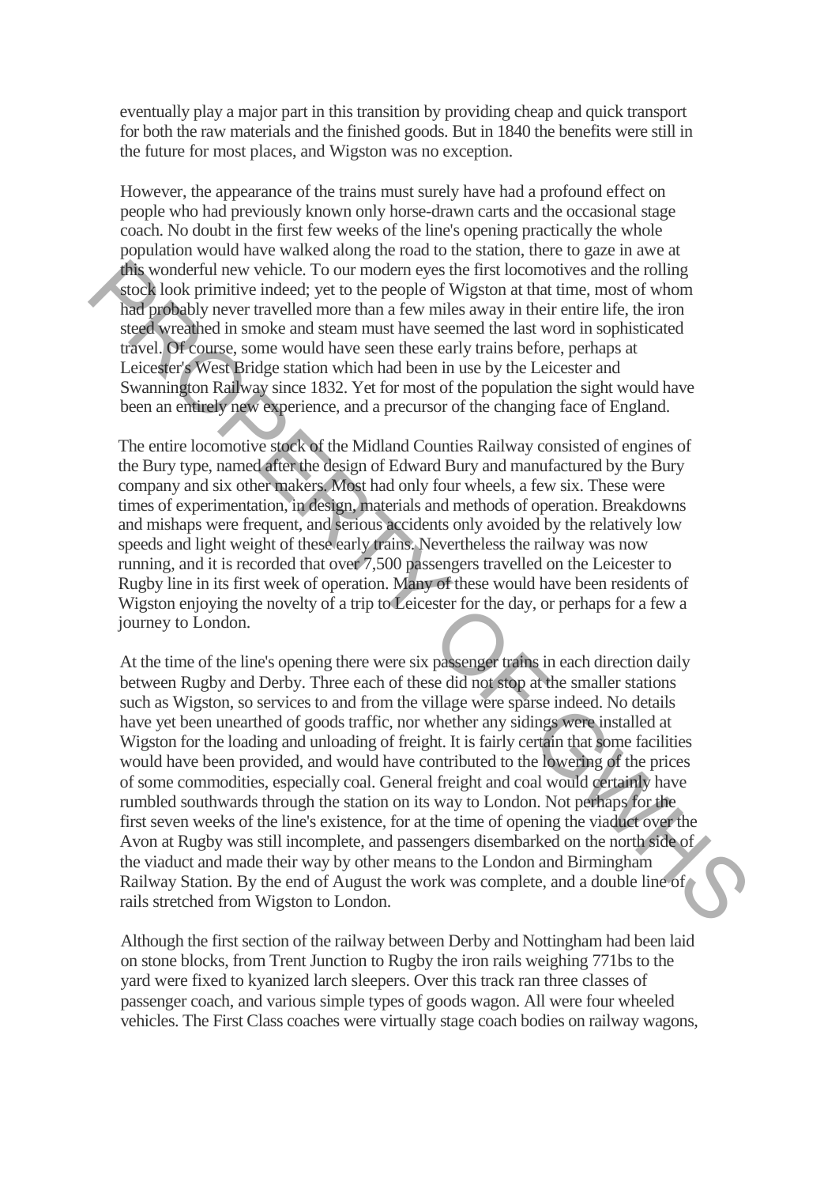eventually play a major part in this transition by providing cheap and quick transport for both the raw materials and the finished goods. But in 1840 the benefits were still in the future for most places, and Wigston was no exception.

However, the appearance of the trains must surely have had a profound effect on people who had previously known only horse-drawn carts and the occasional stage coach. No doubt in the first few weeks of the line's opening practically the whole population would have walked along the road to the station, there to gaze in awe at this wonderful new vehicle. To our modern eyes the first locomotives and the rolling stock look primitive indeed; yet to the people of Wigston at that time, most of whom had probably never travelled more than a few miles away in their entire life, the iron steed wreathed in smoke and steam must have seemed the last word in sophisticated travel. Of course, some would have seen these early trains before, perhaps at Leicester's West Bridge station which had been in use by the Leicester and Swannington Railway since 1832. Yet for most of the population the sight would have been an entirely new experience, and a precursor of the changing face of England.

The entire locomotive stock of the Midland Counties Railway consisted of engines of the Bury type, named after the design of Edward Bury and manufactured by the Bury company and six other makers. Most had only four wheels, a few six. These were times of experimentation, in design, materials and methods of operation. Breakdowns and mishaps were frequent, and serious accidents only avoided by the relatively low speeds and light weight of these early trains. Nevertheless the railway was now running, and it is recorded that over 7,500 passengers travelled on the Leicester to Rugby line in its first week of operation. Many of these would have been residents of Wigston enjoying the novelty of a trip to Leicester for the day, or perhaps for a few a journey to London.

At the time of the line's opening there were six passenger trains in each direction daily between Rugby and Derby. Three each of these did not stop at the smaller stations such as Wigston, so services to and from the village were sparse indeed. No details have yet been unearthed of goods traffic, nor whether any sidings were installed at Wigston for the loading and unloading of freight. It is fairly certain that some facilities would have been provided, and would have contributed to the lowering of the prices of some commodities, especially coal. General freight and coal would certainly have rumbled southwards through the station on its way to London. Not perhaps for the first seven weeks of the line's existence, for at the time of opening the viaduct over the Avon at Rugby was still incomplete, and passengers disembarked on the north side of the viaduct and made their way by other means to the London and Birmingham Railway Station. By the end of August the work was complete, and a double line of rails stretched from Wigston to London.

Although the first section of the railway between Derby and Nottingham had been laid on stone blocks, from Trent Junction to Rugby the iron rails weighing 771bs to the yard were fixed to kyanized larch sleepers. Over this track ran three classes of passenger coach, and various simple types of goods wagon. All were four wheeled vehicles. The First Class coaches were virtually stage coach bodies on railway wagons,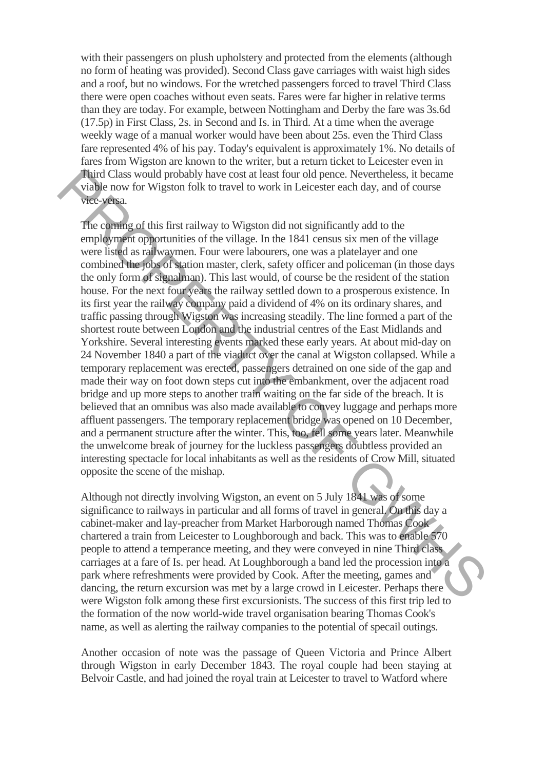with their passengers on plush upholstery and protected from the elements (although no form of heating was provided). Second Class gave carriages with waist high sides and a roof, but no windows. For the wretched passengers forced to travel Third Class there were open coaches without even seats. Fares were far higher in relative terms than they are today. For example, between Nottingham and Derby the fare was 3s.6d (17.5p) in First Class, 2s. in Second and Is. in Third. At a time when the average weekly wage of a manual worker would have been about 25s. even the Third Class fare represented 4% of his pay. Today's equivalent is approximately 1%. No details of fares from Wigston are known to the writer, but a return ticket to Leicester even in Third Class would probably have cost at least four old pence. Nevertheless, it became viable now for Wigston folk to travel to work in Leicester each day, and of course vice-versa.

The coming of this first railway to Wigston did not significantly add to the employment opportunities of the village. In the 1841 census six men of the village were listed as railwaymen. Four were labourers, one was a platelayer and one combined the jobs of station master, clerk, safety officer and policeman (in those days the only form of signalman). This last would, of course be the resident of the station house. For the next four years the railway settled down to a prosperous existence. In its first year the railway company paid a dividend of 4% on its ordinary shares, and traffic passing through Wigston was increasing steadily. The line formed a part of the shortest route between London and the industrial centres of the East Midlands and Yorkshire. Several interesting events marked these early years. At about mid-day on 24 November 1840 a part of the viaduct over the canal at Wigston collapsed. While a temporary replacement was erected, passengers detrained on one side of the gap and made their way on foot down steps cut into the embankment, over the adjacent road bridge and up more steps to another train waiting on the far side of the breach. It is believed that an omnibus was also made available to convey luggage and perhaps more affluent passengers. The temporary replacement bridge was opened on 10 December, and a permanent structure after the winter. This, too, fell some years later. Meanwhile the unwelcome break of journey for the luckless passengers doubtless provided an interesting spectacle for local inhabitants as well as the residents of Crow Mill, situated opposite the scene of the mishap.

Although not directly involving Wigston, an event on 5 July 1841 was of some significance to railways in particular and all forms of travel in general. On this day a cabinet-maker and lay-preacher from Market Harborough named Thomas Cook chartered a train from Leicester to Loughborough and back. This was to enable 570 people to attend a temperance meeting, and they were conveyed in nine Third class carriages at a fare of Is. per head. At Loughborough a band led the procession into a park where refreshments were provided by Cook. After the meeting, games and dancing, the return excursion was met by a large crowd in Leicester. Perhaps there were Wigston folk among these first excursionists. The success of this first trip led to the formation of the now world-wide travel organisation bearing Thomas Cook's name, as well as alerting the railway companies to the potential of specail outings.

Another occasion of note was the passage of Queen Victoria and Prince Albert through Wigston in early December 1843. The royal couple had been staying at Belvoir Castle, and had joined the royal train at Leicester to travel to Watford where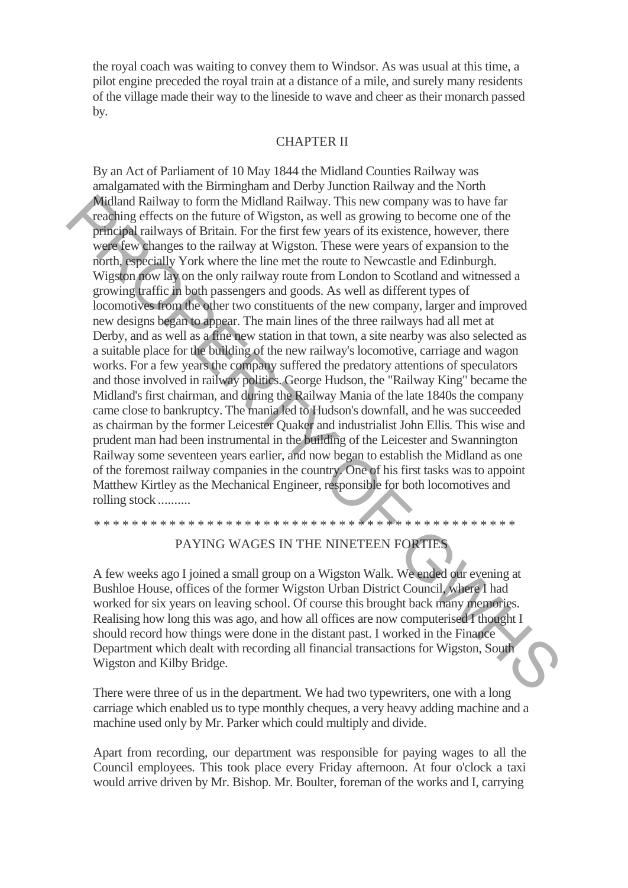the royal coach was waiting to convey them to Windsor. As was usual at this time, a pilot engine preceded the royal train at a distance of a mile, and surely many residents of the village made their way to the lineside to wave and cheer as their monarch passed by.

## CHAPTER II

By an Act of Parliament of 10 May 1844 the Midland Counties Railway was amalgamated with the Birmingham and Derby Junction Railway and the North Midland Railway to form the Midland Railway. This new company was to have far reaching effects on the future of Wigston, as well as growing to become one of the principal railways of Britain. For the first few years of its existence, however, there were few changes to the railway at Wigston. These were years of expansion to the north, especially York where the line met the route to Newcastle and Edinburgh. Wigston now lay on the only railway route from London to Scotland and witnessed a growing traffic in both passengers and goods. As well as different types of locomotives from the other two constituents of the new company, larger and improved new designs began to appear. The main lines of the three railways had all met at Derby, and as well as a fine new station in that town, a site nearby was also selected as a suitable place for the building of the new railway's locomotive, carriage and wagon works. For a few years the company suffered the predatory attentions of speculators and those involved in railway politics. George Hudson, the "Railway King" became the Midland's first chairman, and during the Railway Mania of the late 1840s the company came close to bankruptcy. The mania led to Hudson's downfall, and he was succeeded as chairman by the former Leicester Quaker and industrialist John Ellis. This wise and prudent man had been instrumental in the building of the Leicester and Swannington Railway some seventeen years earlier, and now began to establish the Midland as one of the foremost railway companies in the country. One of his first tasks was to appoint Matthew Kirtley as the Mechanical Engineer, responsible for both locomotives and rolling stock ..........

* * * * * * * * * * * * * * * * * * * * * * * * * * * * * * * * * * * * * * * * * * * * * *

## PAYING WAGES IN THE NINETEEN FORTIES

A few weeks ago I joined a small group on a Wigston Walk. We ended our evening at Bushloe House, offices of the former Wigston Urban District Council, where I had worked for six years on leaving school. Of course this brought back many memories. Realising how long this was ago, and how all offices are now computerised I thought I should record how things were done in the distant past. I worked in the Finance Department which dealt with recording all financial transactions for Wigston, South Wigston and Kilby Bridge.

There were three of us in the department. We had two typewriters, one with a long carriage which enabled us to type monthly cheques, a very heavy adding machine and a machine used only by Mr. Parker which could multiply and divide.

Apart from recording, our department was responsible for paying wages to all the Council employees. This took place every Friday afternoon. At four o'clock a taxi would arrive driven by Mr. Bishop. Mr. Boulter, foreman of the works and I, carrying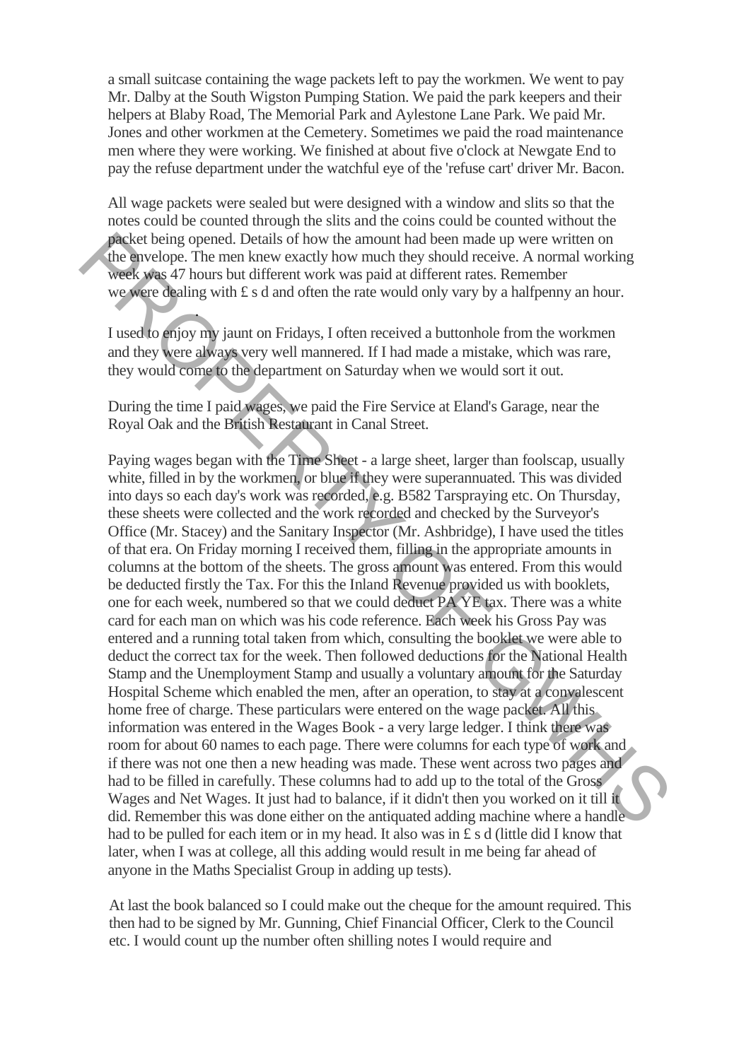a small suitcase containing the wage packets left to pay the workmen. We went to pay Mr. Dalby at the South Wigston Pumping Station. We paid the park keepers and their helpers at Blaby Road, The Memorial Park and Aylestone Lane Park. We paid Mr. Jones and other workmen at the Cemetery. Sometimes we paid the road maintenance men where they were working. We finished at about five o'clock at Newgate End to pay the refuse department under the watchful eye of the 'refuse cart' driver Mr. Bacon.

All wage packets were sealed but were designed with a window and slits so that the notes could be counted through the slits and the coins could be counted without the packet being opened. Details of how the amount had been made up were written on the envelope. The men knew exactly how much they should receive. A normal working week was 47 hours but different work was paid at different rates. Remember we were dealing with £ s d and often the rate would only vary by a halfpenny an hour.

I used to enjoy my jaunt on Fridays, I often received a buttonhole from the workmen and they were always very well mannered. If I had made a mistake, which was rare, they would come to the department on Saturday when we would sort it out.

During the time I paid wages, we paid the Fire Service at Eland's Garage, near the Royal Oak and the British Restaurant in Canal Street.

Paying wages began with the Time Sheet - a large sheet, larger than foolscap, usually white, filled in by the workmen, or blue if they were superannuated. This was divided into days so each day's work was recorded, e.g. B582 Tarspraying etc. On Thursday, these sheets were collected and the work recorded and checked by the Surveyor's Office (Mr. Stacey) and the Sanitary Inspector (Mr. Ashbridge), I have used the titles of that era. On Friday morning I received them, filling in the appropriate amounts in columns at the bottom of the sheets. The gross amount was entered. From this would be deducted firstly the Tax. For this the Inland Revenue provided us with booklets, one for each week, numbered so that we could deduct PAYE tax. There was a white card for each man on which was his code reference. Each week his Gross Pay was entered and a running total taken from which, consulting the booklet we were able to deduct the correct tax for the week. Then followed deductions for the National Health Stamp and the Unemployment Stamp and usually a voluntary amount for the Saturday Hospital Scheme which enabled the men, after an operation, to stay at a convalescent home free of charge. These particulars were entered on the wage packet. All this information was entered in the Wages Book - a very large ledger. I think there was room for about 60 names to each page. There were columns for each type of work and if there was not one then a new heading was made. These went across two pages and had to be filled in carefully. These columns had to add up to the total of the Gross Wages and Net Wages. It just had to balance, if it didn't then you worked on it till it did. Remember this was done either on the antiquated adding machine where a handle had to be pulled for each item or in my head. It also was in £ s d (little did I know that later, when I was at college, all this adding would result in me being far ahead of anyone in the Maths Specialist Group in adding up tests).

At last the book balanced so I could make out the cheque for the amount required. This then had to be signed by Mr. Gunning, Chief Financial Officer, Clerk to the Council etc. I would count up the number often shilling notes I would require and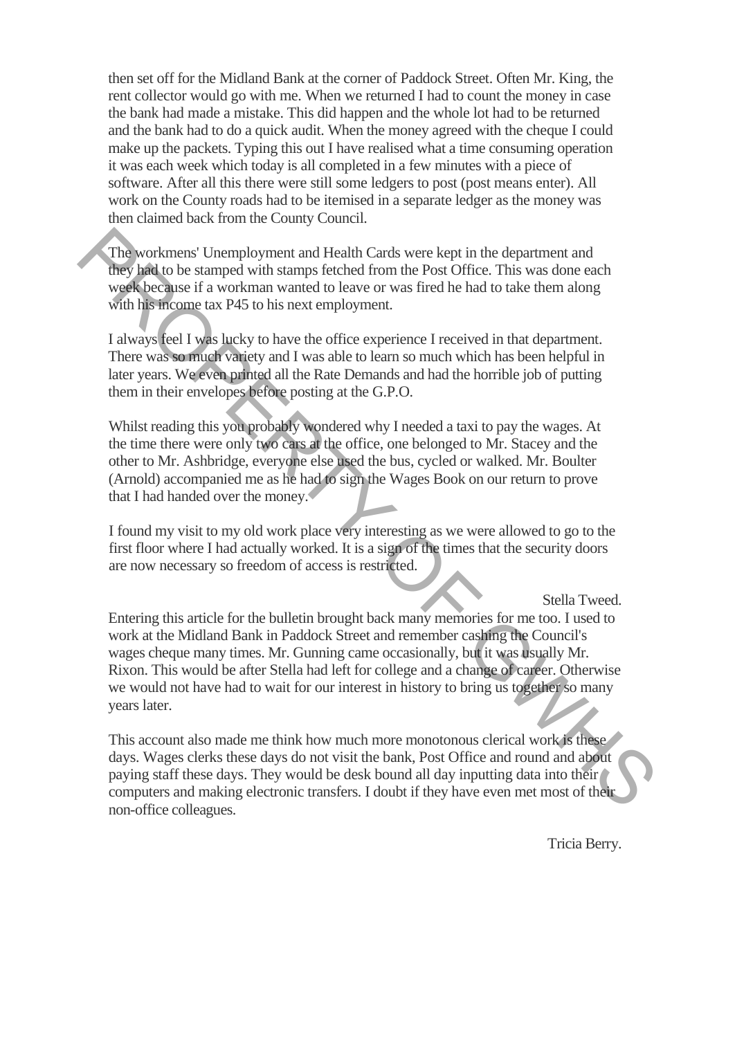then set off for the Midland Bank at the corner of Paddock Street. Often Mr. King, the rent collector would go with me. When we returned I had to count the money in case the bank had made a mistake. This did happen and the whole lot had to be returned and the bank had to do a quick audit. When the money agreed with the cheque I could make up the packets. Typing this out I have realised what a time consuming operation it was each week which today is all completed in a few minutes with a piece of software. After all this there were still some ledgers to post (post means enter). All work on the County roads had to be itemised in a separate ledger as the money was then claimed back from the County Council.

The workmens' Unemployment and Health Cards were kept in the department and they had to be stamped with stamps fetched from the Post Office. This was done each week because if a workman wanted to leave or was fired he had to take them along with his income tax P45 to his next employment.

I always feel I was lucky to have the office experience I received in that department. There was so much variety and I was able to learn so much which has been helpful in later years. We even printed all the Rate Demands and had the horrible job of putting them in their envelopes before posting at the G.P.O.

Whilst reading this you probably wondered why I needed a taxi to pay the wages. At the time there were only two cars at the office, one belonged to Mr. Stacey and the other to Mr. Ashbridge, everyone else used the bus, cycled or walked. Mr. Boulter (Arnold) accompanied me as he had to sign the Wages Book on our return to prove that I had handed over the money.

I found my visit to my old work place very interesting as we were allowed to go to the first floor where I had actually worked. It is a sign of the times that the security doors are now necessary so freedom of access is restricted.

Stella Tweed.

Entering this article for the bulletin brought back many memories for me too. I used to work at the Midland Bank in Paddock Street and remember cashing the Council's wages cheque many times. Mr. Gunning came occasionally, but it was usually Mr. Rixon. This would be after Stella had left for college and a change of career. Otherwise we would not have had to wait for our interest in history to bring us together so many years later.

This account also made me think how much more monotonous clerical work is these days. Wages clerks these days do not visit the bank, Post Office and round and about paying staff these days. They would be desk bound all day inputting data into their computers and making electronic transfers. I doubt if they have even met most of their non-office colleagues.

Tricia Berry.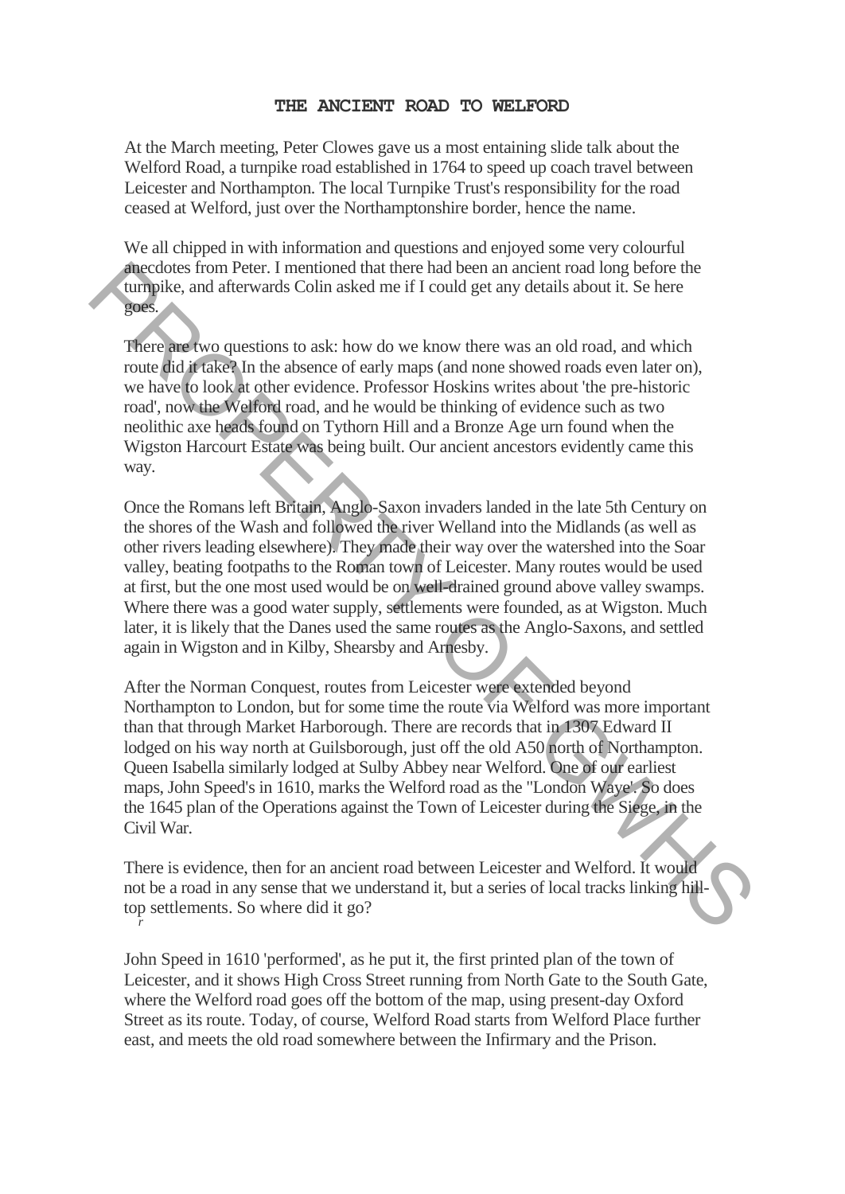# THE ANCIENT ROAD TO WELFORD

At the March meeting, Peter Clowes gave us a most entaining slide talk about the Welford Road, a turnpike road established in 1764 to speed up coach travel between Leicester and Northampton. The local Turnpike Trust's responsibility for the road ceased at Welford, just over the Northamptonshire border, hence the name.

We all chipped in with information and questions and enjoyed some very colourful anecdotes from Peter. I mentioned that there had been an ancient road long before the turnpike, and afterwards Colin asked me if I could get any details about it. Se here goes.

There are two questions to ask: how do we know there was an old road, and which route did it take? In the absence of early maps (and none showed roads even later on), we have to look at other evidence. Professor Hoskins writes about 'the pre-historic road', now the Welford road, and he would be thinking of evidence such as two neolithic axe heads found on Tythorn Hill and a Bronze Age urn found when the Wigston Harcourt Estate was being built. Our ancient ancestors evidently came this way.

Once the Romans left Britain, Anglo-Saxon invaders landed in the late 5th Century on the shores of the Wash and followed the river Welland into the Midlands (as well as other rivers leading elsewhere). They made their way over the watershed into the Soar valley, beating footpaths to the Roman town of Leicester. Many routes would be used at first, but the one most used would be on well-drained ground above valley swamps. Where there was a good water supply, settlements were founded, as at Wigston. Much later, it is likely that the Danes used the same routes as the Anglo-Saxons, and settled again in Wigston and in Kilby, Shearsby and Arnesby.

After the Norman Conquest, routes from Leicester were extended beyond Northampton to London, but for some time the route via Welford was more important than that through Market Harborough. There are records that in 1307 Edward II lodged on his way north at Guilsborough, just off the old A50 north of Northampton. Queen Isabella similarly lodged at Sulby Abbey near Welford. One of our earliest maps, John Speed's in 1610, marks the Welford road as the "London Waye". So does the 1645 plan of the Operations against the Town of Leicester during the Siege, in the Civil War.

There is evidence, then for an ancient road between Leicester and Welford. It would not be a road in any sense that we understand it, but a series of local tracks linking hill-top settlements. So where did it go?

John Speed in 1610 'performed', as he put it, the first printed plan of the town of Leicester, and it shows High Cross Street running from North Gate to the South Gate, where the Welford road goes off the bottom of the map, using present-day Oxford Street as its route. Today, of course, Welford Road starts from Welford Place further east, and meets the old road somewhere between the Infirmary and the Prison.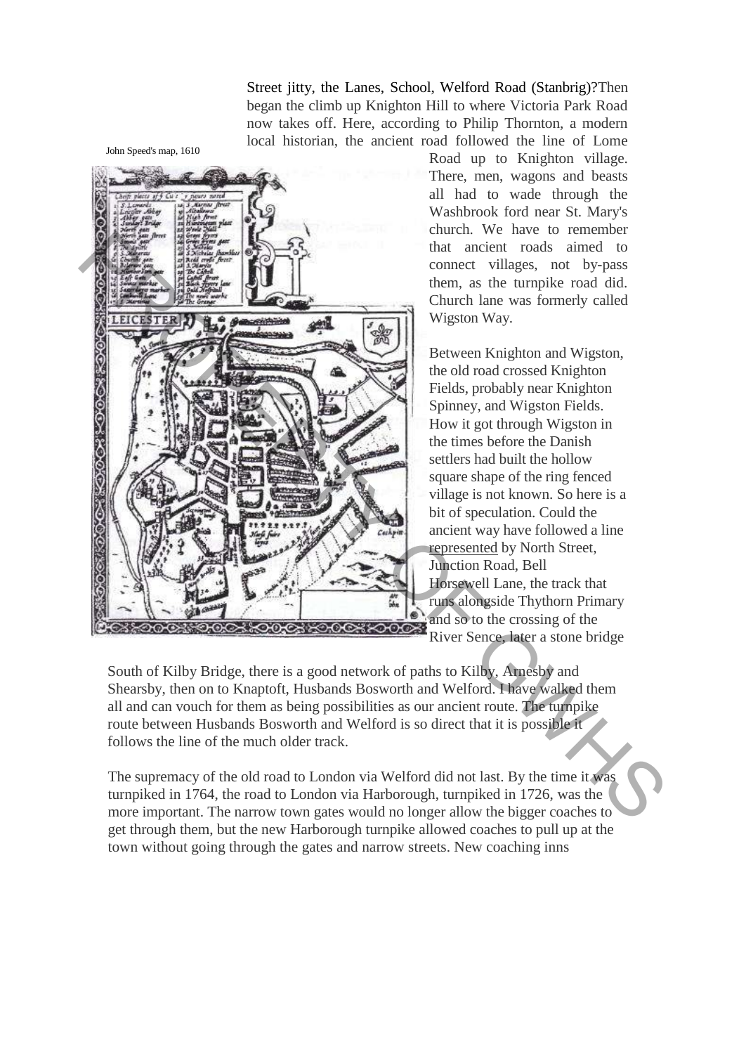Street jitty, the Lanes, School, Welford Road (Stanbrig)?Then began the climb up Knighton Hill to where Victoria Park Road now takes off. Here, according to Philip Thornton, a modern local historian, the ancient road followed the line of Lome Road up to Knighton village. There, men, wagons and beasts all had to wade through the Washbrook ford near St. Mary's church. We have to remember that ancient roads aimed to connect villages, not by-pass them, as the turnpike road did. Church lane was formerly called Wigston Way.

John Speed's map, 1610

Between Knighton and Wigston, the old road crossed Knighton Fields, probably near Knighton Spinney, and Wigston Fields. How it got through Wigston in the times before the Danish settlers had built the hollow square shape of the ring fenced village is not known. So here is a bit of speculation. Could the ancient way have followed a line represented by North Street, Junction Road, Bell Horsewell Lane, the track that runs alongside Thythorn Primary and so to the crossing of the River Sence, later a stone bridge

South of Kilby Bridge, there is a good network of paths to Kilby, Arnesby and Shearsby, then on to Knaptoft, Husbands Bosworth and Welford. I have walked them all and can vouch for them as being possibilities as our ancient route. The turnpike route between Husbands Bosworth and Welford is so direct that it is possible it follows the line of the much older track.

The supremacy of the old road to London via Welford did not last. By the time it was turnpiked in 1764, the road to London via Harborough, turnpiked in 1726, was the more important. The narrow town gates would no longer allow the bigger coaches to get through them, but the new Harborough turnpike allowed coaches to pull up at the town without going through the gates and narrow streets. New coaching inns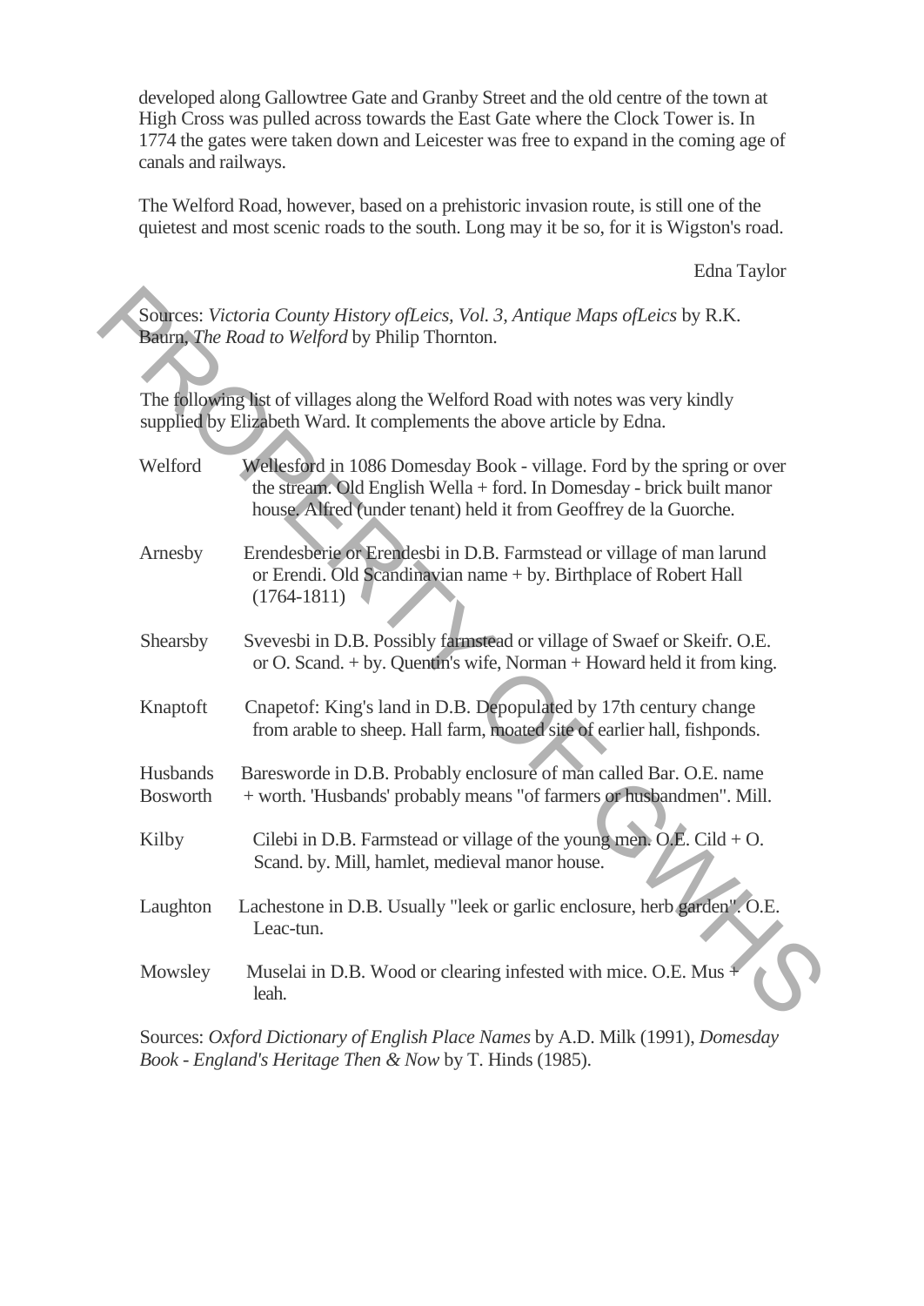developed along Gallowtree Gate and Granby Street and the old centre of the town at High Cross was pulled across towards the East Gate where the Clock Tower is. In 1774 the gates were taken down and Leicester was free to expand in the coming age of canals and railways.

The Welford Road, however, based on a prehistoric invasion route, is still one of the quietest and most scenic roads to the south. Long may it be so, for it is Wigston's road.

Edna Taylor

Sources: *Victoria County History ofLeics, Vol. 3, Antique Maps ofLeics* by R.K. Baum, *The Road to Welford* by Philip Thornton.

The following list of villages along the Welford Road with notes was very kindly supplied by Elizabeth Ward. It complements the above article by Edna.

| | |
|---|---|
| Welford | Wellesford in 1086 Domesday Book - village. Ford by the spring or over the stream. Old English Wella + ford. In Domesday - brick built manor house. Alfred (under tenant) held it from Geoffrey de la Guorche. |
| Arnesby | Erendesberie or Erendesbi in D.B. Farmstead or village of man larund or Erendi. Old Scandinavian name + by. Birthplace of Robert Hall (1764-1811) |
| Shearsby | Svevesbi in D.B. Possibly farmstead or village of Swaef or Skeifr. O.E. or O. Scand. + by. Quentin's wife, Norman + Howard held it from king. |
| Knaptoft | Cnapetof: King's land in D.B. Depopulated by 17th century change from arable to sheep. Hall farm, moated site of earlier hall, fishponds. |
| Husbands Bosworth | Baresworde in D.B. Probably enclosure of man called Bar. O.E. name + worth. 'Husbands' probably means "of farmers or husbandmen". Mill. |
| Kilby | Cilebi in D.B. Farmstead or village of the young men. O.E. Cild + O. Scand. by. Mill, hamlet, medieval manor house. |
| Laughton | Lachestone in D.B. Usually "leek or garlic enclosure, herb garden". O.E. Leac-tun. |
| Mowsley | Muselai in D.B. Wood or clearing infested with mice. O.E. Mus + leah. |

Sources: *Oxford Dictionary of English Place Names* by A.D. Milk (1991), *Domesday Book - England's Heritage Then & Now* by T. Hinds (1985).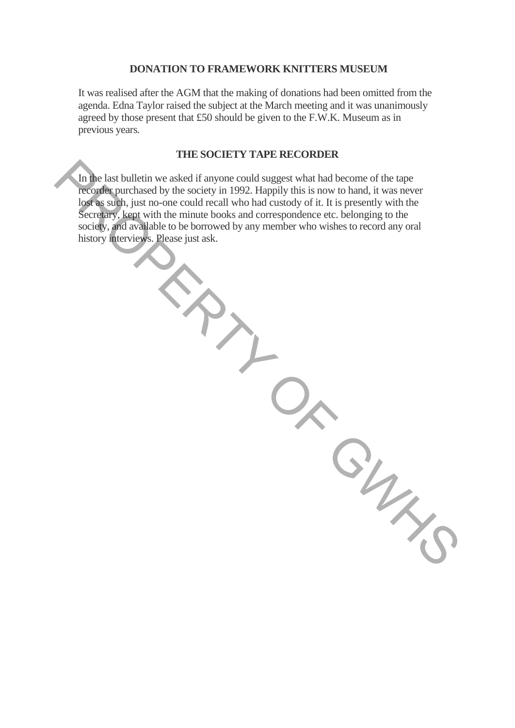## DONATION TO FRAMEWORK KNITTERS MUSEUM

It was realised after the AGM that the making of donations had been omitted from the agenda. Edna Taylor raised the subject at the March meeting and it was unanimously agreed by those present that £50 should be given to the F.W.K. Museum as in previous years.

## THE SOCIETY TAPE RECORDER

In the last bulletin we asked if anyone could suggest what had become of the tape recorder purchased by the society in 1992. Happily this is now to hand, it was never lost as such, just no-one could recall who had custody of it. It is presently with the Secretary, kept with the minute books and correspondence etc. belonging to the society, and available to be borrowed by any member who wishes to record any oral history interviews. Please just ask.